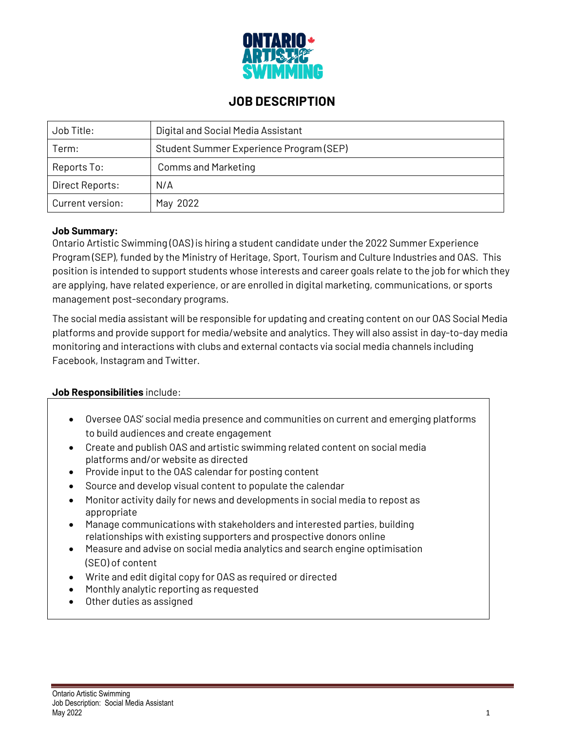# JOB DESCRIPTION

| Job Title: | Digital and Social Media Assistant |
|---|---|
| Term: | Student Summer Experience Program (SEP) |
| Reports To: | Comms and Marketing |
| Direct Reports: | N/A |
| Current version: | May 2022 |

**Job Summary:**
Ontario Artistic Swimming (OAS) is hiring a student candidate under the 2022 Summer Experience Program (SEP), funded by the Ministry of Heritage, Sport, Tourism and Culture Industries and OAS. This position is intended to support students whose interests and career goals relate to the job for which they are applying, have related experience, or are enrolled in digital marketing, communications, or sports management post-secondary programs.

The social media assistant will be responsible for updating and creating content on our OAS Social Media platforms and provide support for media/website and analytics. They will also assist in day-to-day media monitoring and interactions with clubs and external contacts via social media channels including Facebook, Instagram and Twitter.

**Job Responsibilities** include:

- Oversee OAS' social media presence and communities on current and emerging platforms to build audiences and create engagement
- Create and publish OAS and artistic swimming related content on social media platforms and/or website as directed
- Provide input to the OAS calendar for posting content
- Source and develop visual content to populate the calendar
- Monitor activity daily for news and developments in social media to repost as appropriate
- Manage communications with stakeholders and interested parties, building relationships with existing supporters and prospective donors online
- Measure and advise on social media analytics and search engine optimisation (SEO) of content
- Write and edit digital copy for OAS as required or directed
- Monthly analytic reporting as requested
- Other duties as assigned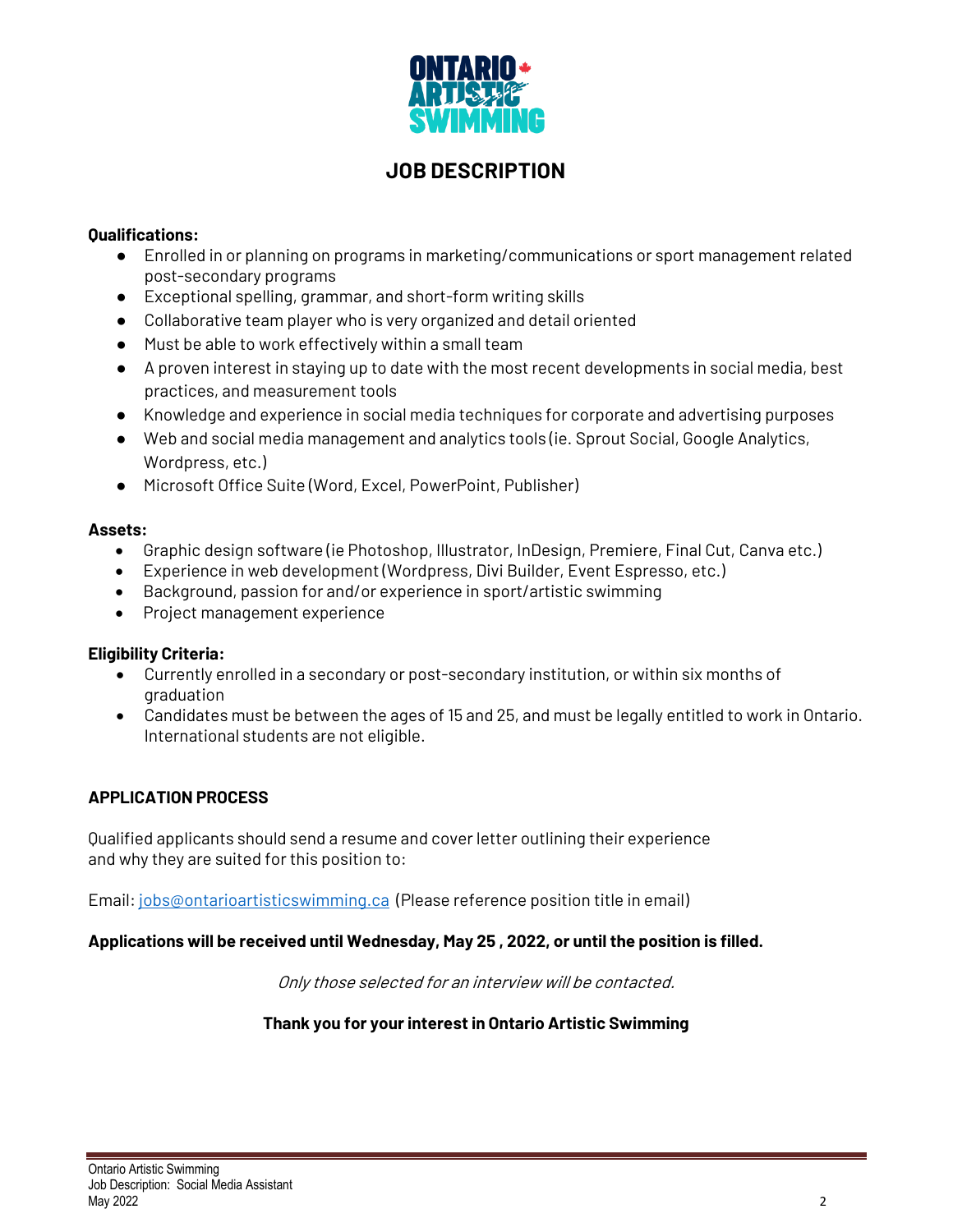# JOB DESCRIPTION

**Qualifications:**

- Enrolled in or planning on programs in marketing/communications or sport management related post-secondary programs
- Exceptional spelling, grammar, and short-form writing skills
- Collaborative team player who is very organized and detail oriented
- Must be able to work effectively within a small team
- A proven interest in staying up to date with the most recent developments in social media, best practices, and measurement tools
- Knowledge and experience in social media techniques for corporate and advertising purposes
- Web and social media management and analytics tools (ie. Sprout Social, Google Analytics, Wordpress, etc.)
- Microsoft Office Suite (Word, Excel, PowerPoint, Publisher)

**Assets:**

- Graphic design software (ie Photoshop, Illustrator, InDesign, Premiere, Final Cut, Canva etc.)
- Experience in web development (Wordpress, Divi Builder, Event Espresso, etc.)
- Background, passion for and/or experience in sport/artistic swimming
- Project management experience

**Eligibility Criteria:**

- Currently enrolled in a secondary or post-secondary institution, or within six months of graduation
- Candidates must be between the ages of 15 and 25, and must be legally entitled to work in Ontario. International students are not eligible.

## APPLICATION PROCESS

Qualified applicants should send a resume and cover letter outlining their experience and why they are suited for this position to:

Email: jobs@ontarioartisticswimming.ca (Please reference position title in email)

**Applications will be received until Wednesday, May 25 , 2022, or until the position is filled.**

*Only those selected for an interview will be contacted.*

**Thank you for your interest in Ontario Artistic Swimming**